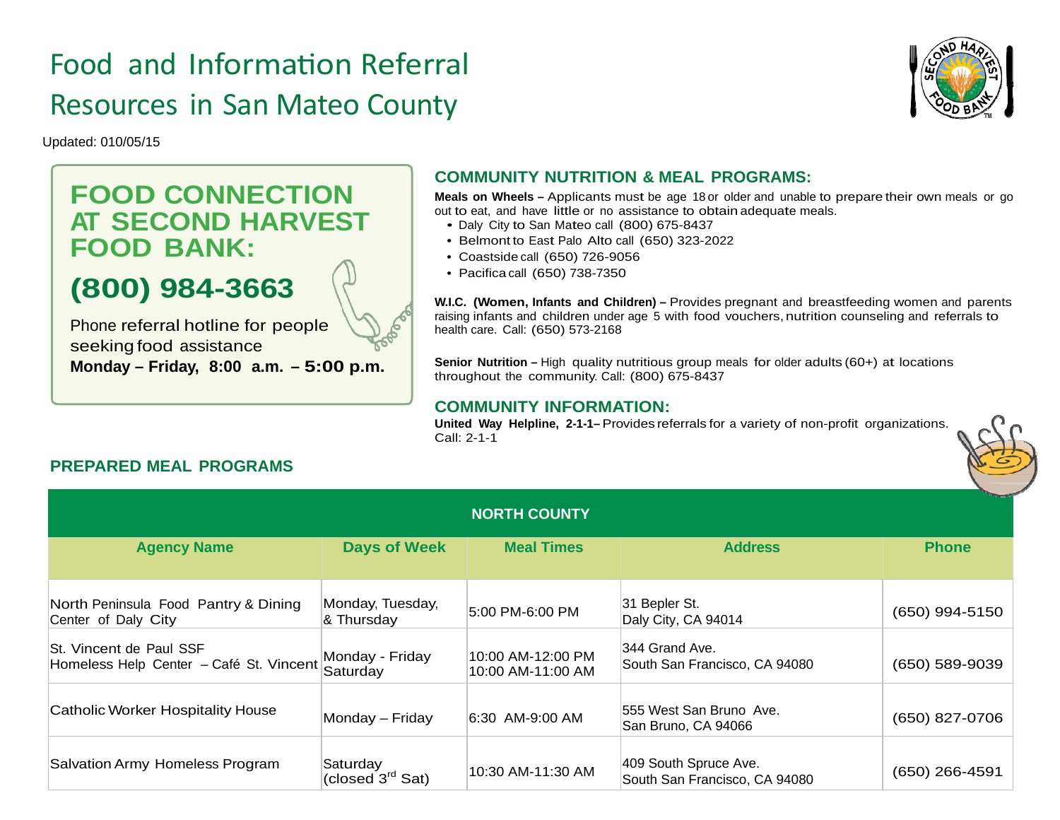# Food and Information Referral Resources in San Mateo County

Updated: 010/05/15

## FOOD CONNECTION AT SECOND HARVEST FOOD BANK:

## (800) 984-3663

Phone referral hotline for people seeking food assistance
**Monday – Friday, 8:00 a.m. – 5:00 p.m.**

## COMMUNITY NUTRITION & MEAL PROGRAMS:

**Meals on Wheels –** Applicants must be age 18 or older and unable to prepare their own meals or go out to eat, and have little or no assistance to obtain adequate meals.

- Daly City to San Mateo call (800) 675-8437
- Belmont to East Palo Alto call (650) 323-2022
- Coastside call (650) 726-9056
- Pacifica call (650) 738-7350

**W.I.C. (Women, Infants and Children) –** Provides pregnant and breastfeeding women and parents raising infants and children under age 5 with food vouchers, nutrition counseling and referrals to health care. Call: (650) 573-2168

**Senior Nutrition –** High quality nutritious group meals for older adults (60+) at locations throughout the community. Call: (800) 675-8437

## COMMUNITY INFORMATION:

**United Way Helpline, 2-1-1–** Provides referrals for a variety of non-profit organizations. Call: 2-1-1

## PREPARED MEAL PROGRAMS

**NORTH COUNTY**

| Agency Name | Days of Week | Meal Times | Address | Phone |
|---|---|---|---|---|
| North Peninsula Food Pantry & Dining Center of Daly City | Monday, Tuesday, & Thursday | 5:00 PM-6:00 PM | 31 Bepler St.<br>Daly City, CA 94014 | (650) 994-5150 |
| St. Vincent de Paul SSF<br>Homeless Help Center – Café St. Vincent | Monday - Friday<br>Saturday | 10:00 AM-12:00 PM<br>10:00 AM-11:00 AM | 344 Grand Ave.<br>South San Francisco, CA 94080 | (650) 589-9039 |
| Catholic Worker Hospitality House | Monday – Friday | 6:30 AM-9:00 AM | 555 West San Bruno Ave.<br>San Bruno, CA 94066 | (650) 827-0706 |
| Salvation Army Homeless Program | Saturday<br>(closed 3rd Sat) | 10:30 AM-11:30 AM | 409 South Spruce Ave.<br>South San Francisco, CA 94080 | (650) 266-4591 |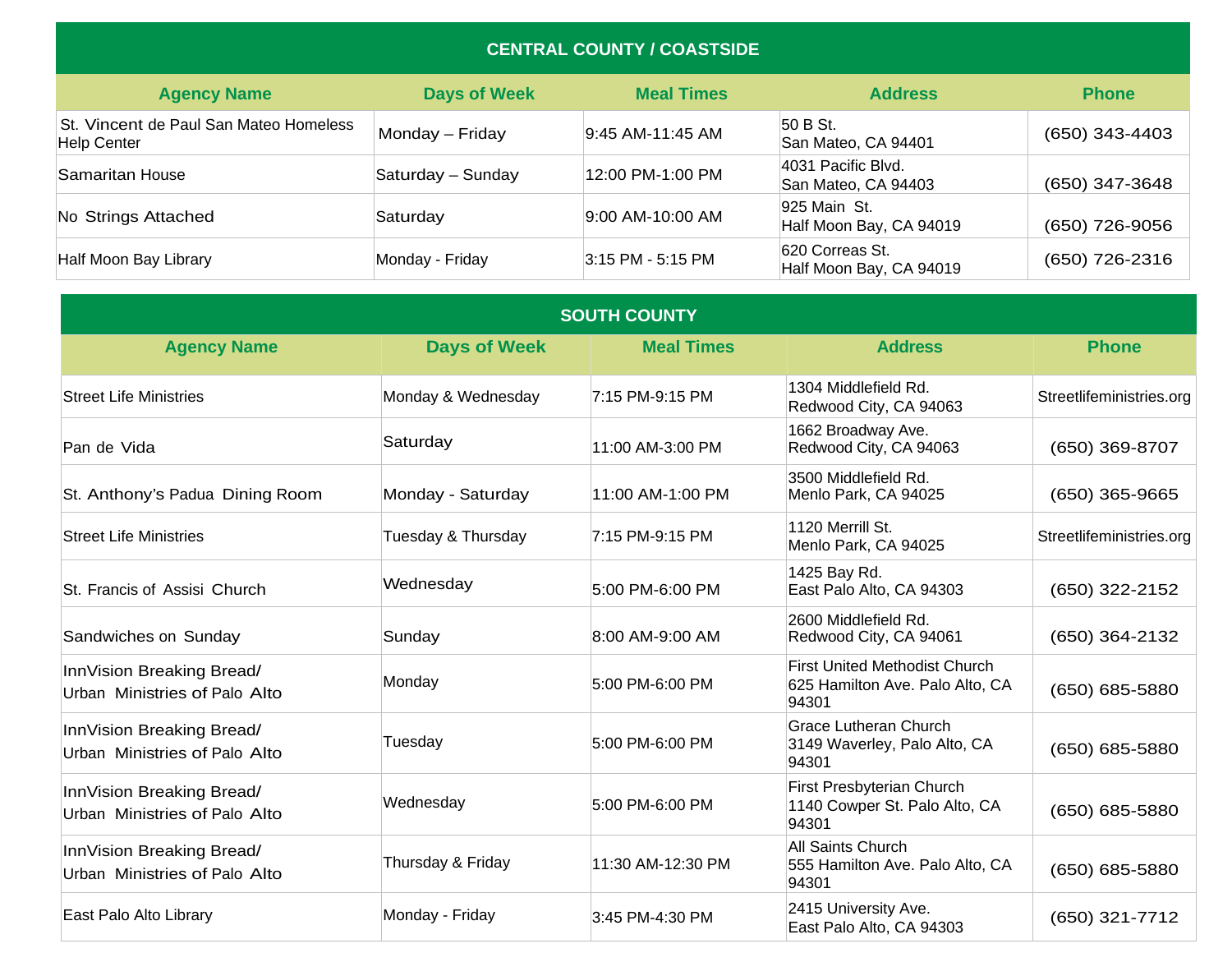## CENTRAL COUNTY / COASTSIDE

| Agency Name | Days of Week | Meal Times | Address | Phone |
|---|---|---|---|---|
| St. Vincent de Paul San Mateo Homeless Help Center | Monday – Friday | 9:45 AM-11:45 AM | 50 B St. San Mateo, CA 94401 | (650) 343-4403 |
| Samaritan House | Saturday – Sunday | 12:00 PM-1:00 PM | 4031 Pacific Blvd. San Mateo, CA 94403 | (650) 347-3648 |
| No Strings Attached | Saturday | 9:00 AM-10:00 AM | 925 Main St. Half Moon Bay, CA 94019 | (650) 726-9056 |
| Half Moon Bay Library | Monday - Friday | 3:15 PM - 5:15 PM | 620 Correas St. Half Moon Bay, CA 94019 | (650) 726-2316 |

## SOUTH COUNTY

| Agency Name | Days of Week | Meal Times | Address | Phone |
|---|---|---|---|---|
| Street Life Ministries | Monday & Wednesday | 7:15 PM-9:15 PM | 1304 Middlefield Rd. Redwood City, CA 94063 | Streetlifeministries.org |
| Pan de Vida | Saturday | 11:00 AM-3:00 PM | 1662 Broadway Ave. Redwood City, CA 94063 | (650) 369-8707 |
| St. Anthony's Padua Dining Room | Monday - Saturday | 11:00 AM-1:00 PM | 3500 Middlefield Rd. Menlo Park, CA 94025 | (650) 365-9665 |
| Street Life Ministries | Tuesday & Thursday | 7:15 PM-9:15 PM | 1120 Merrill St. Menlo Park, CA 94025 | Streetlifeministries.org |
| St. Francis of Assisi Church | Wednesday | 5:00 PM-6:00 PM | 1425 Bay Rd. East Palo Alto, CA 94303 | (650) 322-2152 |
| Sandwiches on Sunday | Sunday | 8:00 AM-9:00 AM | 2600 Middlefield Rd. Redwood City, CA 94061 | (650) 364-2132 |
| InnVision Breaking Bread/ Urban Ministries of Palo Alto | Monday | 5:00 PM-6:00 PM | First United Methodist Church 625 Hamilton Ave. Palo Alto, CA 94301 | (650) 685-5880 |
| InnVision Breaking Bread/ Urban Ministries of Palo Alto | Tuesday | 5:00 PM-6:00 PM | Grace Lutheran Church 3149 Waverley, Palo Alto, CA 94301 | (650) 685-5880 |
| InnVision Breaking Bread/ Urban Ministries of Palo Alto | Wednesday | 5:00 PM-6:00 PM | First Presbyterian Church 1140 Cowper St. Palo Alto, CA 94301 | (650) 685-5880 |
| InnVision Breaking Bread/ Urban Ministries of Palo Alto | Thursday & Friday | 11:30 AM-12:30 PM | All Saints Church 555 Hamilton Ave. Palo Alto, CA 94301 | (650) 685-5880 |
| East Palo Alto Library | Monday - Friday | 3:45 PM-4:30 PM | 2415 University Ave. East Palo Alto, CA 94303 | (650) 321-7712 |